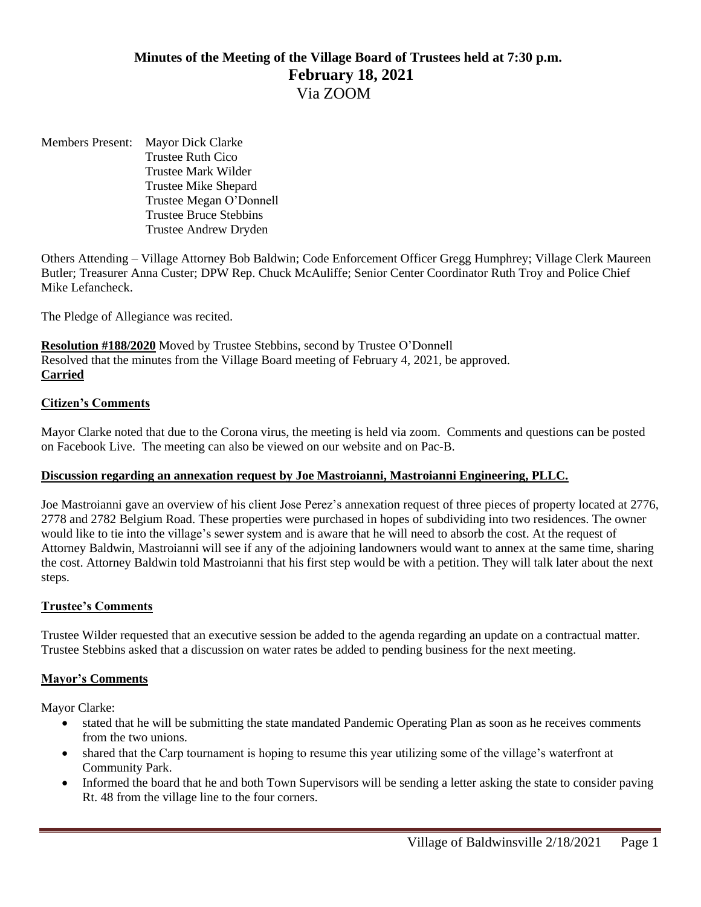# Minutes of the Meeting of the Village Board of Trustees held at 7:30 p.m.
## February 18, 2021
Via ZOOM

Members Present: Mayor Dick Clarke
Trustee Ruth Cico
Trustee Mark Wilder
Trustee Mike Shepard
Trustee Megan O'Donnell
Trustee Bruce Stebbins
Trustee Andrew Dryden

Others Attending – Village Attorney Bob Baldwin; Code Enforcement Officer Gregg Humphrey; Village Clerk Maureen Butler; Treasurer Anna Custer; DPW Rep. Chuck McAuliffe; Senior Center Coordinator Ruth Troy and Police Chief Mike Lefancheck.

The Pledge of Allegiance was recited.

**Resolution #188/2020** Moved by Trustee Stebbins, second by Trustee O'Donnell
Resolved that the minutes from the Village Board meeting of February 4, 2021, be approved.
**Carried**

**Citizen's Comments**

Mayor Clarke noted that due to the Corona virus, the meeting is held via zoom. Comments and questions can be posted on Facebook Live. The meeting can also be viewed on our website and on Pac-B.

**Discussion regarding an annexation request by Joe Mastroianni, Mastroianni Engineering, PLLC.**

Joe Mastroianni gave an overview of his client Jose Perez's annexation request of three pieces of property located at 2776, 2778 and 2782 Belgium Road. These properties were purchased in hopes of subdividing into two residences. The owner would like to tie into the village's sewer system and is aware that he will need to absorb the cost. At the request of Attorney Baldwin, Mastroianni will see if any of the adjoining landowners would want to annex at the same time, sharing the cost. Attorney Baldwin told Mastroianni that his first step would be with a petition. They will talk later about the next steps.

**Trustee's Comments**

Trustee Wilder requested that an executive session be added to the agenda regarding an update on a contractual matter. Trustee Stebbins asked that a discussion on water rates be added to pending business for the next meeting.

**Mayor's Comments**

Mayor Clarke:

- stated that he will be submitting the state mandated Pandemic Operating Plan as soon as he receives comments from the two unions.
- shared that the Carp tournament is hoping to resume this year utilizing some of the village's waterfront at Community Park.
- Informed the board that he and both Town Supervisors will be sending a letter asking the state to consider paving Rt. 48 from the village line to the four corners.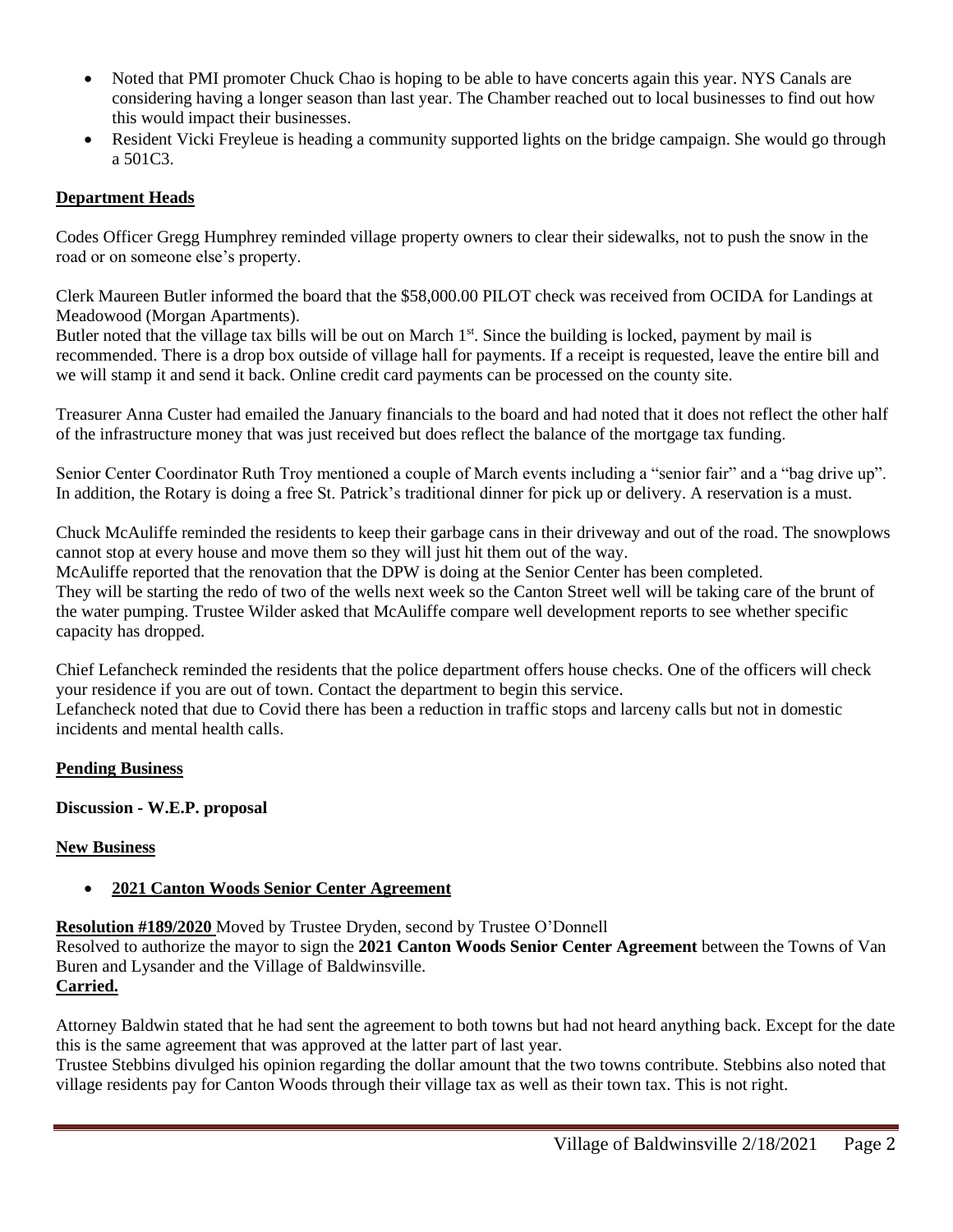- Noted that PMI promoter Chuck Chao is hoping to be able to have concerts again this year. NYS Canals are considering having a longer season than last year. The Chamber reached out to local businesses to find out how this would impact their businesses.
- Resident Vicki Freyleue is heading a community supported lights on the bridge campaign. She would go through a 501C3.

**Department Heads**

Codes Officer Gregg Humphrey reminded village property owners to clear their sidewalks, not to push the snow in the road or on someone else's property.

Clerk Maureen Butler informed the board that the $58,000.00 PILOT check was received from OCIDA for Landings at Meadowood (Morgan Apartments).
Butler noted that the village tax bills will be out on March 1st. Since the building is locked, payment by mail is recommended. There is a drop box outside of village hall for payments. If a receipt is requested, leave the entire bill and we will stamp it and send it back. Online credit card payments can be processed on the county site.

Treasurer Anna Custer had emailed the January financials to the board and had noted that it does not reflect the other half of the infrastructure money that was just received but does reflect the balance of the mortgage tax funding.

Senior Center Coordinator Ruth Troy mentioned a couple of March events including a "senior fair" and a "bag drive up". In addition, the Rotary is doing a free St. Patrick's traditional dinner for pick up or delivery. A reservation is a must.

Chuck McAuliffe reminded the residents to keep their garbage cans in their driveway and out of the road. The snowplows cannot stop at every house and move them so they will just hit them out of the way.
McAuliffe reported that the renovation that the DPW is doing at the Senior Center has been completed.
They will be starting the redo of two of the wells next week so the Canton Street well will be taking care of the brunt of the water pumping. Trustee Wilder asked that McAuliffe compare well development reports to see whether specific capacity has dropped.

Chief Lefancheck reminded the residents that the police department offers house checks. One of the officers will check your residence if you are out of town. Contact the department to begin this service.
Lefancheck noted that due to Covid there has been a reduction in traffic stops and larceny calls but not in domestic incidents and mental health calls.

**Pending Business**

**Discussion - W.E.P. proposal**

**New Business**

- **2021 Canton Woods Senior Center Agreement**

**Resolution #189/2020** Moved by Trustee Dryden, second by Trustee O'Donnell
Resolved to authorize the mayor to sign the **2021 Canton Woods Senior Center Agreement** between the Towns of Van Buren and Lysander and the Village of Baldwinsville.
**Carried.**

Attorney Baldwin stated that he had sent the agreement to both towns but had not heard anything back. Except for the date this is the same agreement that was approved at the latter part of last year.
Trustee Stebbins divulged his opinion regarding the dollar amount that the two towns contribute. Stebbins also noted that village residents pay for Canton Woods through their village tax as well as their town tax. This is not right.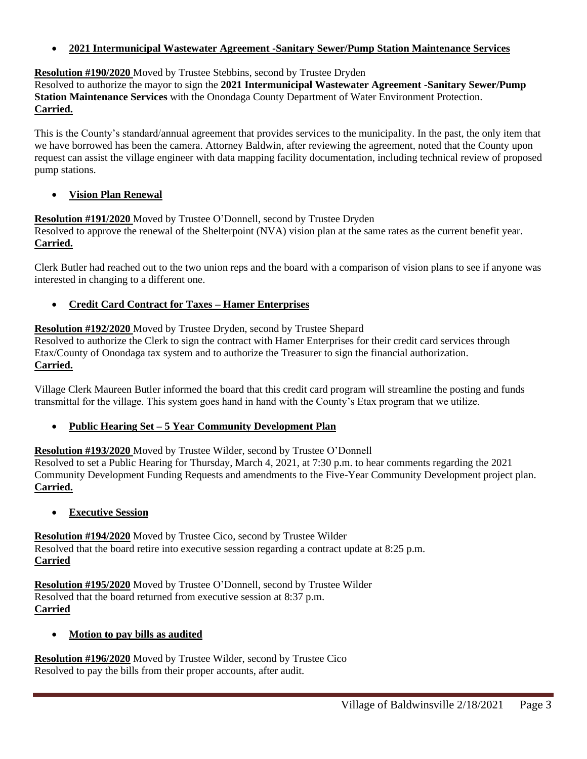- **2021 Intermunicipal Wastewater Agreement -Sanitary Sewer/Pump Station Maintenance Services**

**Resolution #190/2020** Moved by Trustee Stebbins, second by Trustee Dryden
Resolved to authorize the mayor to sign the **2021 Intermunicipal Wastewater Agreement -Sanitary Sewer/Pump Station Maintenance Services** with the Onondaga County Department of Water Environment Protection.
**Carried.**

This is the County's standard/annual agreement that provides services to the municipality. In the past, the only item that we have borrowed has been the camera. Attorney Baldwin, after reviewing the agreement, noted that the County upon request can assist the village engineer with data mapping facility documentation, including technical review of proposed pump stations.

- **Vision Plan Renewal**

**Resolution #191/2020** Moved by Trustee O'Donnell, second by Trustee Dryden
Resolved to approve the renewal of the Shelterpoint (NVA) vision plan at the same rates as the current benefit year.
**Carried.**

Clerk Butler had reached out to the two union reps and the board with a comparison of vision plans to see if anyone was interested in changing to a different one.

- **Credit Card Contract for Taxes – Hamer Enterprises**

**Resolution #192/2020** Moved by Trustee Dryden, second by Trustee Shepard
Resolved to authorize the Clerk to sign the contract with Hamer Enterprises for their credit card services through Etax/County of Onondaga tax system and to authorize the Treasurer to sign the financial authorization.
**Carried.**

Village Clerk Maureen Butler informed the board that this credit card program will streamline the posting and funds transmittal for the village. This system goes hand in hand with the County's Etax program that we utilize.

- **Public Hearing Set – 5 Year Community Development Plan**

**Resolution #193/2020** Moved by Trustee Wilder, second by Trustee O'Donnell
Resolved to set a Public Hearing for Thursday, March 4, 2021, at 7:30 p.m. to hear comments regarding the 2021 Community Development Funding Requests and amendments to the Five-Year Community Development project plan.
**Carried.**

- **Executive Session**

**Resolution #194/2020** Moved by Trustee Cico, second by Trustee Wilder
Resolved that the board retire into executive session regarding a contract update at 8:25 p.m.
**Carried**

**Resolution #195/2020** Moved by Trustee O'Donnell, second by Trustee Wilder
Resolved that the board returned from executive session at 8:37 p.m.
**Carried**

- **Motion to pay bills as audited**

**Resolution #196/2020** Moved by Trustee Wilder, second by Trustee Cico
Resolved to pay the bills from their proper accounts, after audit.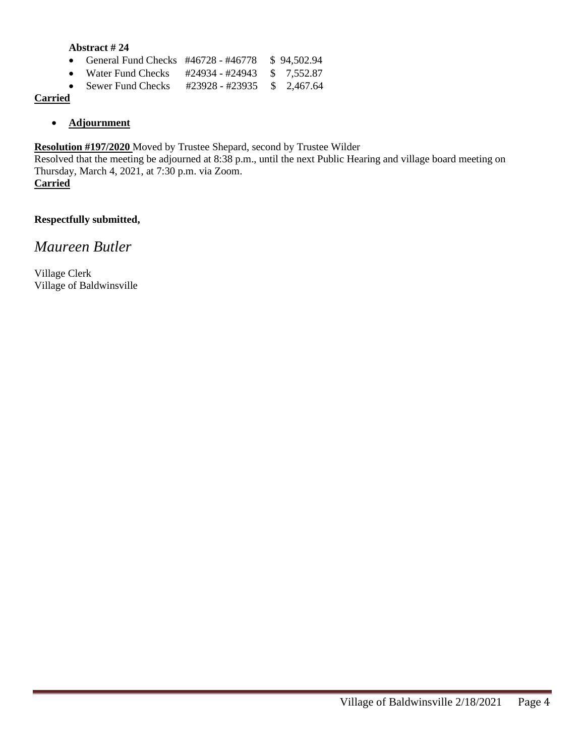**Abstract # 24**

- General Fund Checks #46728 - #46778 $ 94,502.94
- Water Fund Checks #24934 - #24943 $ 7,552.87
- Sewer Fund Checks #23928 - #23935 $ 2,467.64

**Carried**

- **Adjournment**

**Resolution #197/2020** Moved by Trustee Shepard, second by Trustee Wilder
Resolved that the meeting be adjourned at 8:38 p.m., until the next Public Hearing and village board meeting on Thursday, March 4, 2021, at 7:30 p.m. via Zoom.
**Carried**

**Respectfully submitted,**

*Maureen Butler*

Village Clerk
Village of Baldwinsville